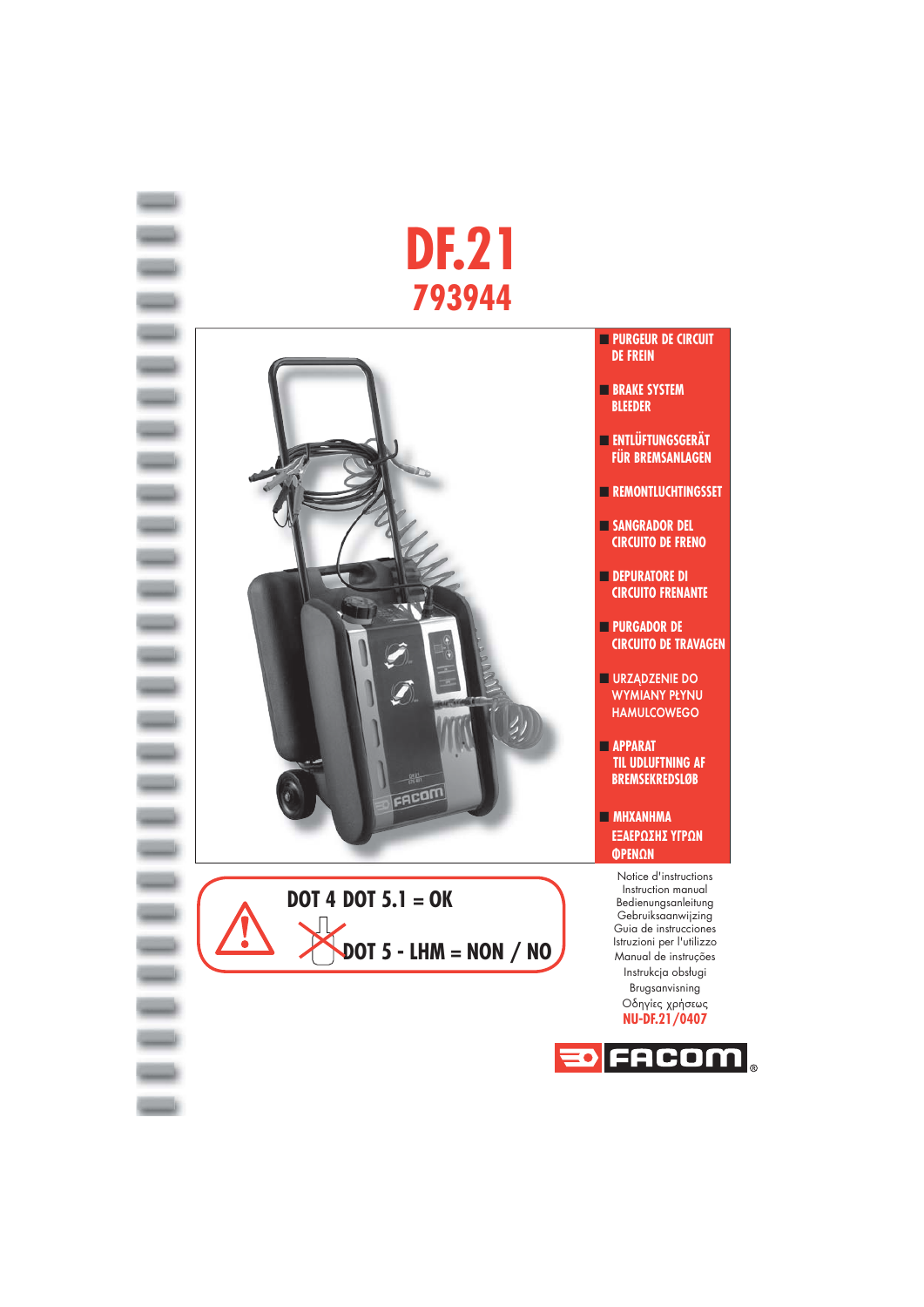# DF.21

## 793944

- PURGEUR DE CIRCUIT DE FREIN
- BRAKE SYSTEM BLEEDER
- ENTLÜFTUNGSGERÄT FÜR BREMSANLAGEN
- REMONTLUCHTINGSSET
- SANGRADOR DEL CIRCUITO DE FRENO
- DEPURATORE DI CIRCUITO FRENANTE
- PURGADOR DE CIRCUITO DE TRAVAGEN
- URZĄDZENIE DO WYMIANY PŁYNU HAMULCOWEGO
- APPARAT TIL UDLUFTNING AF BREMSEKREDSLØB
- ΜΗΧΑΝΗΜΑ ΕΞΑΕΡΩΣΗΣ ΥΓΡΩΝ ΦΡΕΝΩΝ

**DOT 4 DOT 5.1 = OK**

**DOT 5 - LHM = NON / NO**

Notice d'instructions
Instruction manual
Bedienungsanleitung
Gebruiksaanwijzing
Guia de instrucciones
Istruzioni per l'utilizzo
Manual de instruções
Instrukcja obsługi
Brugsanvisning
Οδηγίες χρήσεως

**NU-DF.21/0407**

FACOM®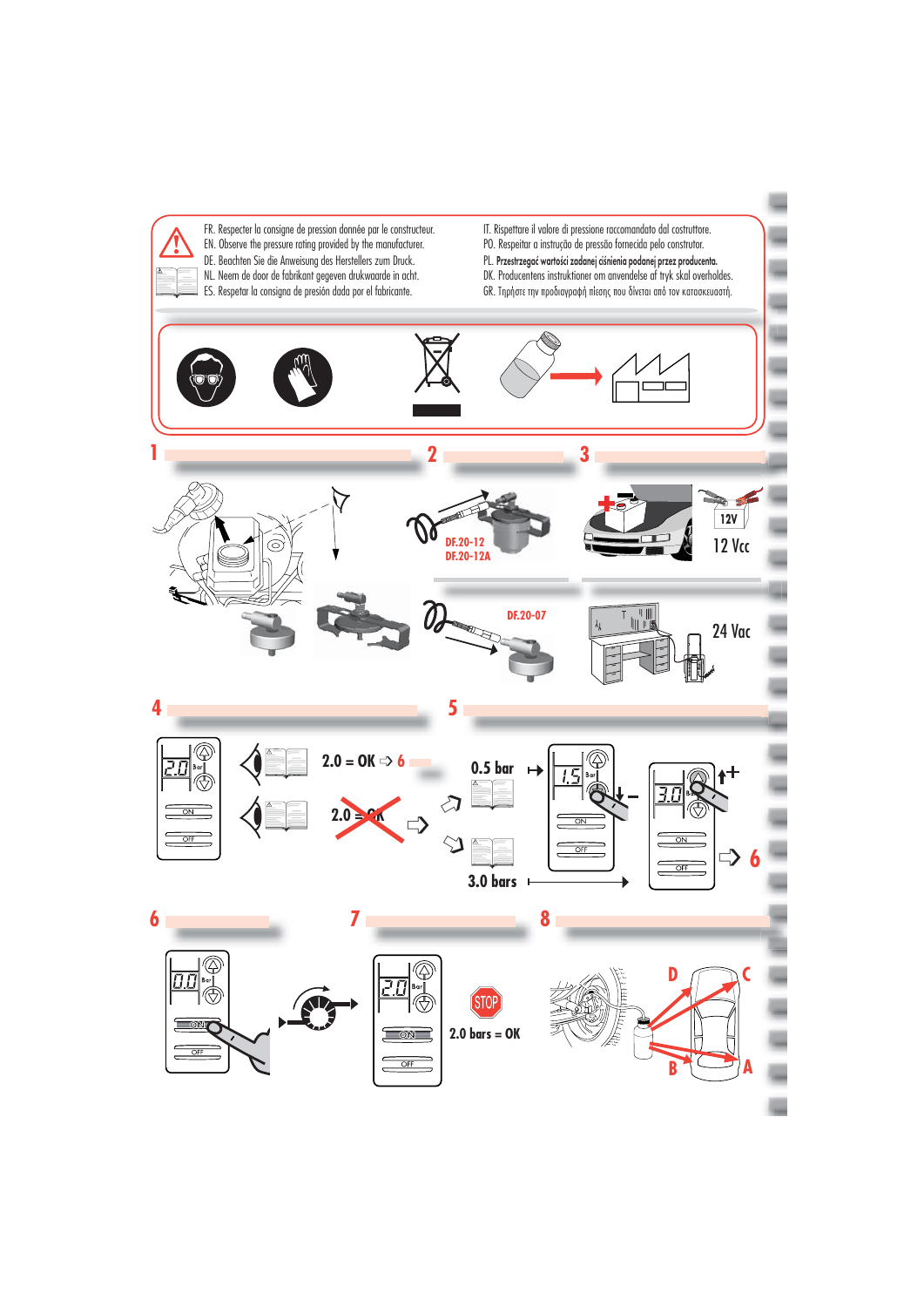FR. Respecter la consigne de pression donnée par le constructeur.
EN. Observe the pressure rating provided by the manufacturer.
DE. Beachten Sie die Anweisung des Herstellers zum Druck.
NL. Neem de door de fabrikant gegeven drukwaarde in acht.
ES. Respetar la consigna de presión dada por el fabricante.

IT. Rispettare il valore di pressione raccomandato dal costruttore.
PO. Respeitar a instrução de pressão fornecida pelo construtor.
PL. Przestrzegać wartości zadanej ciśnienia podanej przez producenta.
DK. Producentens instruktioner om anvendelse af tryk skal overholdes.
GR. Τηρήστε την προδιαγραφή πίεσης που δίνεται από τον κατασκευαστή.

1

2

DF.20-12
DF.20-12A

DF.20-07

3

12V
12 Vcc

24 Vac

4

2.0 = OK ⇨ 6

2.0 = OK

5

0.5 bar

1.5

3.0

3.0 bars

⇨ 6

6

0.0

7

2.0

STOP

2.0 bars = OK

8

A B C D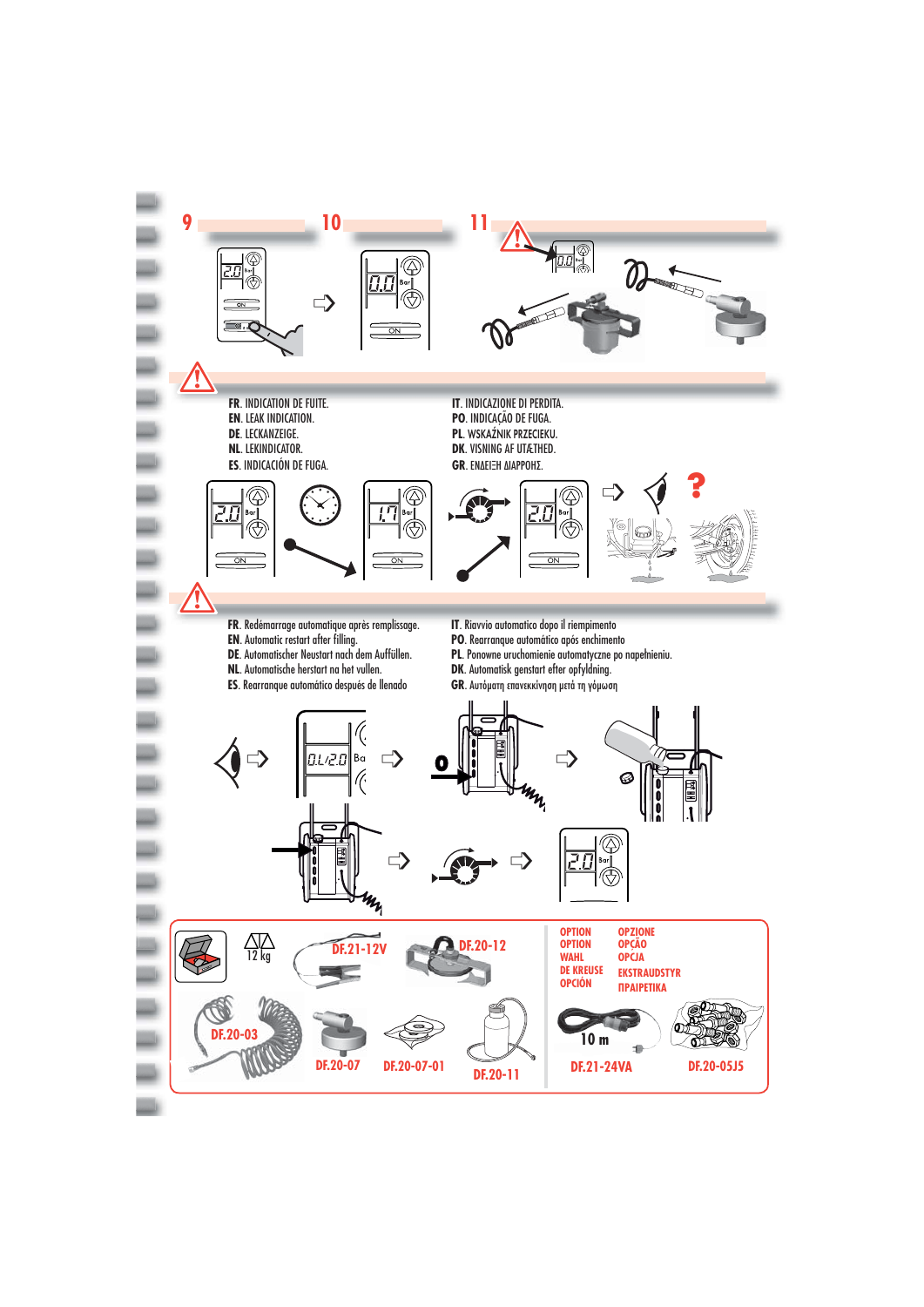9

10

11

**FR**. INDICATION DE FUITE.
**EN**. LEAK INDICATION.
**DE**. LECKANZEIGE.
**NL**. LEKINDICATOR.
**ES**. INDICACIÓN DE FUGA.

**IT**. INDICAZIONE DI PERDITA.
**PO**. INDICAÇÃO DE FUGA.
**PL**. WSKAŹNIK PRZECIEKU.
**DK**. VISNING AF UTÆTHED.
**GR**. ΕΝΔΕΙΞΗ ΔΙΑΡΡΟΗΣ.

2.0 Bar

1.7 Bar

2.0 Bar

**FR**. Redémarrage automatique après remplissage.
**EN**. Automatic restart after filling.
**DE**. Automatischer Neustart nach dem Auffüllen.
**NL**. Automatische herstart na het vullen.
**ES**. Rearranque automático después de llenado

**IT**. Riavvio automatico dopo il riempimento
**PO**. Rearranque automático após enchimento
**PL**. Ponowne uruchomienie automatyczne po napełnieniu.
**DK**. Automatisk genstart efter opfyldning.
**GR**. Αυτόματη επανεκκίνηση μετά τη γόμωση

0.L/2.0

0

2.0 Bar

12 kg

DF.21-12V

DF.20-12

DF.20-03

DF.20-07

DF.20-07-01

DF.20-11

OPTION
OPTION
WAHL
DE KREUSE
OPCIÓN

OPZIONE
OPÇÃO
OPCJA
EKSTRAUDSTYR
ΠΡΑΙΡΕΤΙΚΑ

10 m

DF.21-24VA

DF.20-05J5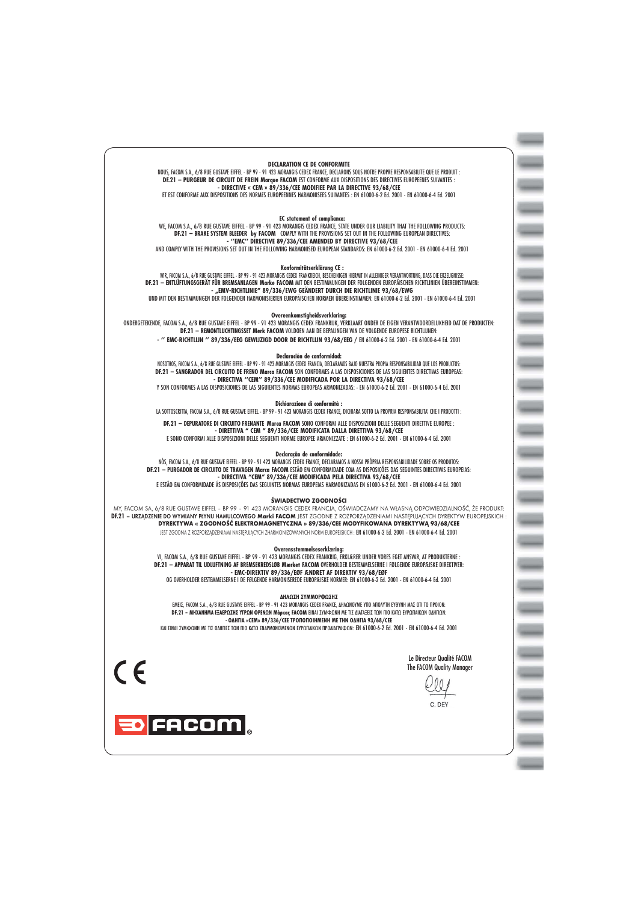**DECLARATION CE DE CONFORMITE**

NOUS, FACOM S.A., 6/8 RUE GUSTAVE EIFFEL - BP 99 - 91 423 MORANGIS CEDEX FRANCE, DECLARONS SOUS NOTRE PROPRE RESPONSABILITE QUE LE PRODUIT :
**DF.21 – PURGEUR DE CIRCUIT DE FREIN Marque FACOM** EST CONFORME AUX DISPOSITIONS DES DIRECTIVES EUROPEENES SUIVANTES :
**- DIRECTIVE « CEM » 89/336/CEE MODIFIEE PAR LA DIRECTIVE 93/68/CEE**
ET EST CONFORME AUX DISPOSITIONS DES NORMES EUROPEENNES HARMONISEES SUIVANTES : EN 61000-6-2 Ed. 2001 - EN 61000-6-4 Ed. 2001

**EC statement of compliance:**

WE, FACOM S.A., 6/8 RUE GUSTAVE EIFFEL - BP 99 - 91 423 MORANGIS CEDEX FRANCE, STATE UNDER OUR LIABILITY THAT THE FOLLOWING PRODUCTS:
**DF.21 – BRAKE SYSTEM BLEEDER by FACOM** COMPLY WITH THE PROVISIONS SET OUT IN THE FOLLOWING EUROPEAN DIRECTIVES:
**- ''EMC'' DIRECTIVE 89/336/CEE AMENDED BY DIRECTIVE 93/68/CEE**
AND COMPLY WITH THE PROVISIONS SET OUT IN THE FOLLOWING HARMONISED EUROPEAN STANDARDS: EN 61000-6-2 Ed. 2001 - EN 61000-6-4 Ed. 2001

**Konformitätserklärung CE :**

WIR, FACOM S.A., 6/8 RUE GUSTAVE EIFFEL - BP 99 - 91 423 MORANGIS CEDEX FRANKREICH, BESCHEINIGEN HIERMIT IN ALLEINIGER VERANTWORTUNG, DASS DIE ERZEUGNISSE:
**DF.21 – ENTLÜFTUNGSGERÄT FÜR BREMSANLAGEN Marke FACOM** MIT DEN BESTIMMUNGEN DER FOLGENDEN EUROPÄISCHEN RICHTLINIEN ÜBEREINSTIMMEN:
**- „EMV-RICHTLINIE" 89/336/EWG GEÄNDERT DURCH DIE RICHTLINIE 93/68/EWG**
UND MIT DEN BESTIMMUNGEN DER FOLGENDEN HARMONISIERTEN EUROPÄISCHEN NORMEN ÜBEREINSTIMMEN: EN 61000-6-2 Ed. 2001 - EN 61000-6-4 Ed. 2001

**Overeenkomstigheidsverklaring:**

ONDERGETEKENDE, FACOM S.A., 6/8 RUE GUSTAVE EIFFEL - BP 99 - 91 423 MORANGIS CEDEX FRANKRIJK, VERKLAART ONDER DE EIGEN VERANTWOORDELIJKHEID DAT DE PRODUCTEN:
**DF.21 – REMONTLUCHTINGSSET Merk FACOM** VOLDOEN AAN DE BEPALINGEN VAN DE VOLGENDE EUROPESE RICHTLIJNEN:
**- '' EMC-RICHTLIJN '' 89/336/EEG GEWIJZIGD DOOR DE RICHTLIJN 93/68/EEG /** EN 61000-6-2 Ed. 2001 - EN 61000-6-4 Ed. 2001

**Declaración de conformidad:**

NOSOTROS, FACOM S.A., 6/8 RUE GUSTAVE EIFFEL - BP 99 - 91 423 MORANGIS CEDEX FRANCIA, DECLARAMOS BAJO NUESTRA PROPIA RESPONSABILIDAD QUE LOS PRODUCTOS:
**DF.21 – SANGRADOR DEL CIRCUITO DE FRENO Marca FACOM** SON CONFORMES A LAS DISPOSICIONES DE LAS SIGUIENTES DIRECTIVAS EUROPEAS:
**- DIRECTIVA ''CEM'' 89/336/CEE MODIFICADA POR LA DIRECTIVA 93/68/CEE**
Y SON CONFORMES A LAS DISPOSICIONES DE LAS SIGUIENTES NORMAS EUROPEAS ARMONIZADAS: - EN 61000-6-2 Ed. 2001 - EN 61000-6-4 Ed. 2001

**Dichiarazione di conformità :**

LA SOTTOSCRITTA, FACOM S.A., 6/8 RUE GUSTAVE EIFFEL - BP 99 - 91 423 MORANGIS CEDEX FRANCE, DICHIARA SOTTO LA PROPRIA RESPONSABILITA' CHE I PRODOTTI :

**DF.21 – DEPURATORE DI CIRCUITO FRENANTE Marca FACOM** SONO CONFORMI ALLE DISPOSIZIONI DELLE SEGUENTI DIRETTIVE EUROPEE :
**- DIRETTIVA " CEM " 89/336/CEE MODIFICATA DALLA DIRETTIVA 93/68/CEE**
E SONO CONFORMI ALLE DISPOSIZIONI DELLE SEGUENTI NORME EUROPEE ARMONIZZATE : EN 61000-6-2 Ed. 2001 - EN 61000-6-4 Ed. 2001

**Declaração de conformidade:**

NÓS, FACOM S.A., 6/8 RUE GUSTAVE EIFFEL - BP 99 - 91 423 MORANGIS CEDEX FRANCE, DECLARAMOS A NOSSA PRÓPRIA RESPONSABILIDADE SOBRE OS PRODUTOS:
**DF.21 – PURGADOR DE CIRCUITO DE TRAVAGEN Marca FACOM** ESTÃO EM CONFORMIDADE COM AS DISPOSIÇÕES DAS SEGUINTES DIRECTIVAS EUROPEIAS:
**- DIRECTIVA "CEM" 89/336/CEE MODIFICADA PELA DIRECTIVA 93/68/CEE**
E ESTÃO EM CONFORMIDADE ÀS DISPOSIÇÕES DAS SEGUINTES NORMAS EUROPEIAS HARMONIZADAS EN 61000-6-2 Ed. 2001 - EN 61000-6-4 Ed. 2001

**ŚWIADECTWO ZGODNOŚCI**

MY, FACOM SA, 6/8 RUE GUSTAVE EIFFEL – BP 99 – 91 423 MORANGIS CEDEX FRANCJA, OŚWIADCZAMY NA WŁASNĄ ODPOWIEDZIALNOŚĆ, ŻE PRODUKT:
**DF.21 – URZĄDZENIE DO WYMIANY PŁYNU HAMULCOWEGO Marki FACOM** JEST ZGODNE Z ROZPORZĄDZENIAMI NASTĘPUJĄCYCH DYREKTYW EUROPEJSKICH :
**DYREKTYWA « ZGODNOŚĆ ELEKTROMAGNETYCZNA » 89/336/CEE MODYFIKOWANA DYREKTYWĄ 93/68/CEE**
JEST ZGODNA Z ROZPORZĄDZENIAMI NASTĘPUJĄCYCH ZHARMONIZOWANYCH NORM EUROPEJSKICH : EN 61000-6-2 Ed. 2001 - EN 61000-6-4 Ed. 2001

**Overensstemmelseserklæring:**

VI, FACOM S.A., 6/8 RUE GUSTAVE EIFFEL - BP 99 - 91 423 MORANGIS CEDEX FRANKRIG, ERKLÆRER UNDER VORES EGET ANSVAR, AT PRODUKTERNE :
**DF.21 – APPARAT TIL UDLUFTNING AF BREMSEKREDSLØB Mærket FACOM** OVERHOLDER BESTEMMELSERNE I FØLGENDE EUROPÆISKE DIREKTIVER:
**- EMC-DIREKTIV 89/336/EØF ÆNDRET AF DIREKTIV 93/68/EØF**
OG OVERHOLDER BESTEMMELSERNE I DE FØLGENDE HARMONISEREDE EUROPÆISKE NORMER: EN 61000-6-2 Ed. 2001 - EN 61000-6-4 Ed. 2001

**ΔΗΛΩΣΗ ΣΥΜΜΟΡΦΩΣΗΣ**

ΕΜΕΙΣ, FACOM S.A., 6/8 RUE GUSTAVE EIFFEL - BP 99 - 91 423 MORANGIS CEDEX FRANCE, ΔΗΛΩΝΟΥΜΕ ΥΠΟ ΑΠΟΛΥΤΗ ΕΥΘΥΝΗ ΜΑΣ ΟΤΙ ΤΟ ΠΡΟΙΟΝ:
**DF.21 – ΜΗΧΑΝΗΜΑ ΕΞΑΕΡΩΣΗΣ ΥΓΡΩΝ ΦΡΕΝΩΝ Μάρκας FACOM** ΕΙΝΑΙ ΣΥΜΦΩΝΗ ΜΕ ΤΙΣ ΔΙΑΤΑΞΕΙΣ ΤΩΝ ΠΙΟ ΚΑΤΩ ΕΥΡΩΠΑΙΚΩΝ ΟΔΗΓΙΩΝ:
**- ΟΔΗΓΙΑ «CEM» 89/336/CEE ΤΡΟΠΟΠΟΙΗΜΕΝΗ ΜΕ ΤΗΝ ΟΔΗΓΙΑ 93/68/CEE**
ΚΑΙ ΕΙΝΑΙ ΣΥΜΦΩΝΗ ΜΕ ΤΙΣ ΟΔΗΓΙΕΣ ΤΩΝ ΠΙΟ ΚΑΤΩ ΕΝΑΡΜΟΝΙΣΜΕΝΩΝ ΕΥΡΩΠΑΙΚΩΝ ΠΡΟΔΙΑΓΡΑΦΩΝ: EN 61000-6-2 Ed. 2001 - EN 61000-6-4 Ed. 2001

CE

Le Directeur Qualité FACOM
The FACOM Quality Manager

C. DEY

FACOM®